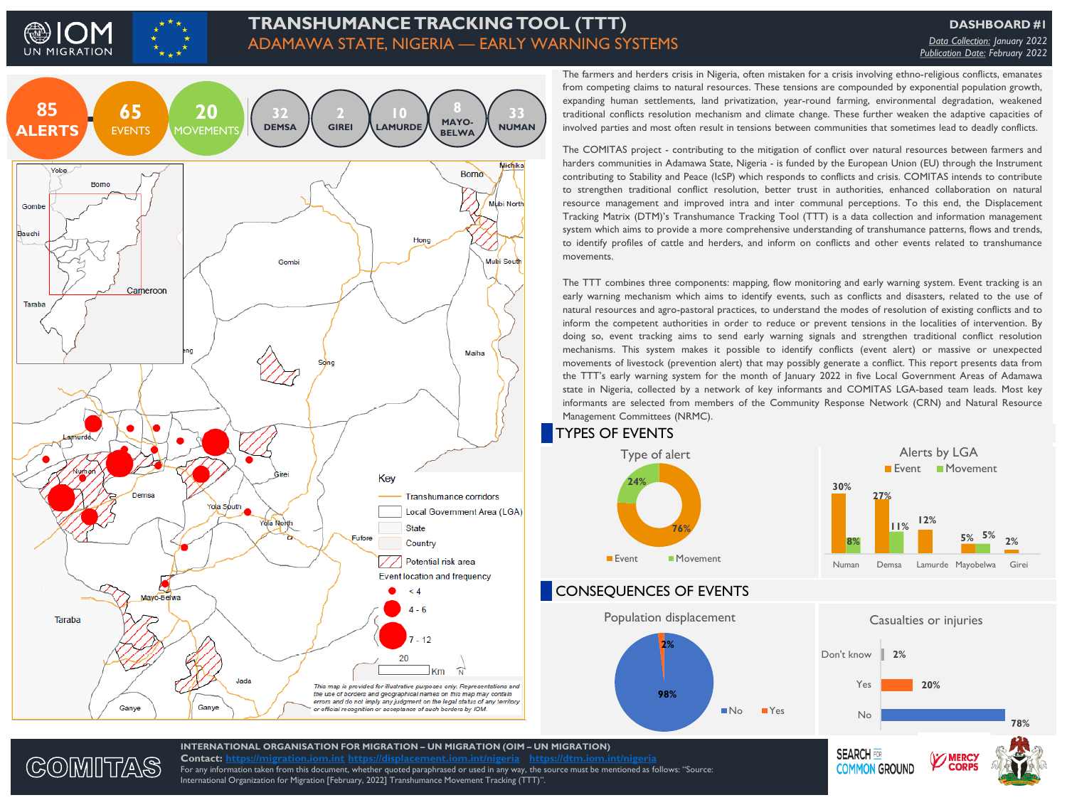# TRANSHUMANCE TRACKING TOOL (TTT)

## ADAMAWA STATE, NIGERIA — EARLY WARNING SYSTEMS

**DASHBOARD #1**

Data Collection: January 2022
Publication Date: February 2022

| 85 ALERTS | 65 EVENTS | 20 MOVEMENTS | 32 DEMSA | 2 GIREI | 10 LAMURDE | 8 MAYO-BELWA | 33 NUMAN |
|---|---|---|---|---|---|---|---|

Key: Transhumance corridors; Local Government Area (LGA); State; Country; Potential risk area; Event location and frequency: < 4; 4 - 6; 7 - 12

*This map is provided for illustrative purposes only. Representations and the use of borders and geographical names on this map may contain errors and do not imply any judgment on the legal status of any territory or official recognition or acceptance of such borders by IOM.*

The farmers and herders crisis in Nigeria, often mistaken for a crisis involving ethno-religious conflicts, emanates from competing claims to natural resources. These tensions are compounded by exponential population growth, expanding human settlements, land privatization, year-round farming, environmental degradation, weakened traditional conflicts resolution mechanism and climate change. These further weaken the adaptive capacities of involved parties and most often result in tensions between communities that sometimes lead to deadly conflicts.

The COMITAS project - contributing to the mitigation of conflict over natural resources between farmers and harders communities in Adamawa State, Nigeria - is funded by the European Union (EU) through the Instrument contributing to Stability and Peace (IcSP) which responds to conflicts and crisis. COMITAS intends to contribute to strengthen traditional conflict resolution, better trust in authorities, enhanced collaboration on natural resource management and improved intra and inter communal perceptions. To this end, the Displacement Tracking Matrix (DTM)'s Transhumance Tracking Tool (TTT) is a data collection and information management system which aims to provide a more comprehensive understanding of transhumance patterns, flows and trends, to identify profiles of cattle and herders, and inform on conflicts and other events related to transhumance movements.

The TTT combines three components: mapping, flow monitoring and early warning system. Event tracking is an early warning mechanism which aims to identify events, such as conflicts and disasters, related to the use of natural resources and agro-pastoral practices, to understand the modes of resolution of existing conflicts and to inform the competent authorities in order to reduce or prevent tensions in the localities of intervention. By doing so, event tracking aims to send early warning signals and strengthen traditional conflict resolution mechanisms. This system makes it possible to identify conflicts (event alert) or massive or unexpected movements of livestock (prevention alert) that may possibly generate a conflict. This report presents data from the TTT's early warning system for the month of January 2022 in five Local Government Areas of Adamawa state in Nigeria, collected by a network of key informants and COMITAS LGA-based team leads. Most key informants are selected from members of the Community Response Network (CRN) and Natural Resource Management Committees (NRMC).

## TYPES OF EVENTS

**Type of alert**

| Type | % |
|---|---|
| Event | 76% |
| Movement | 24% |

**Alerts by LGA**

| LGA | Event | Movement |
|---|---|---|
| Numan | 30% | 8% |
| Demsa | 27% | 11% |
| Lamurde | 12% | |
| Mayobelwa | 5% | 5% |
| Girei | 2% | |

## CONSEQUENCES OF EVENTS

**Population displacement**

| | % |
|---|---|
| No | 98% |
| Yes | 2% |

**Casualties or injuries**

| | % |
|---|---|
| Don't know | 2% |
| Yes | 20% |
| No | 78% |

**INTERNATIONAL ORGANISATION FOR MIGRATION – UN MIGRATION (OIM – UN MIGRATION)**
**Contact:** https://migration.iom.int https://displacement.iom.int/nigeria https://dtm.iom.int/nigeria
For any information taken from this document, whether quoted paraphrased or used in any way, the source must be mentioned as follows: "Source: International Organization for Migration [February, 2022] Transhumance Movement Tracking (TTT)".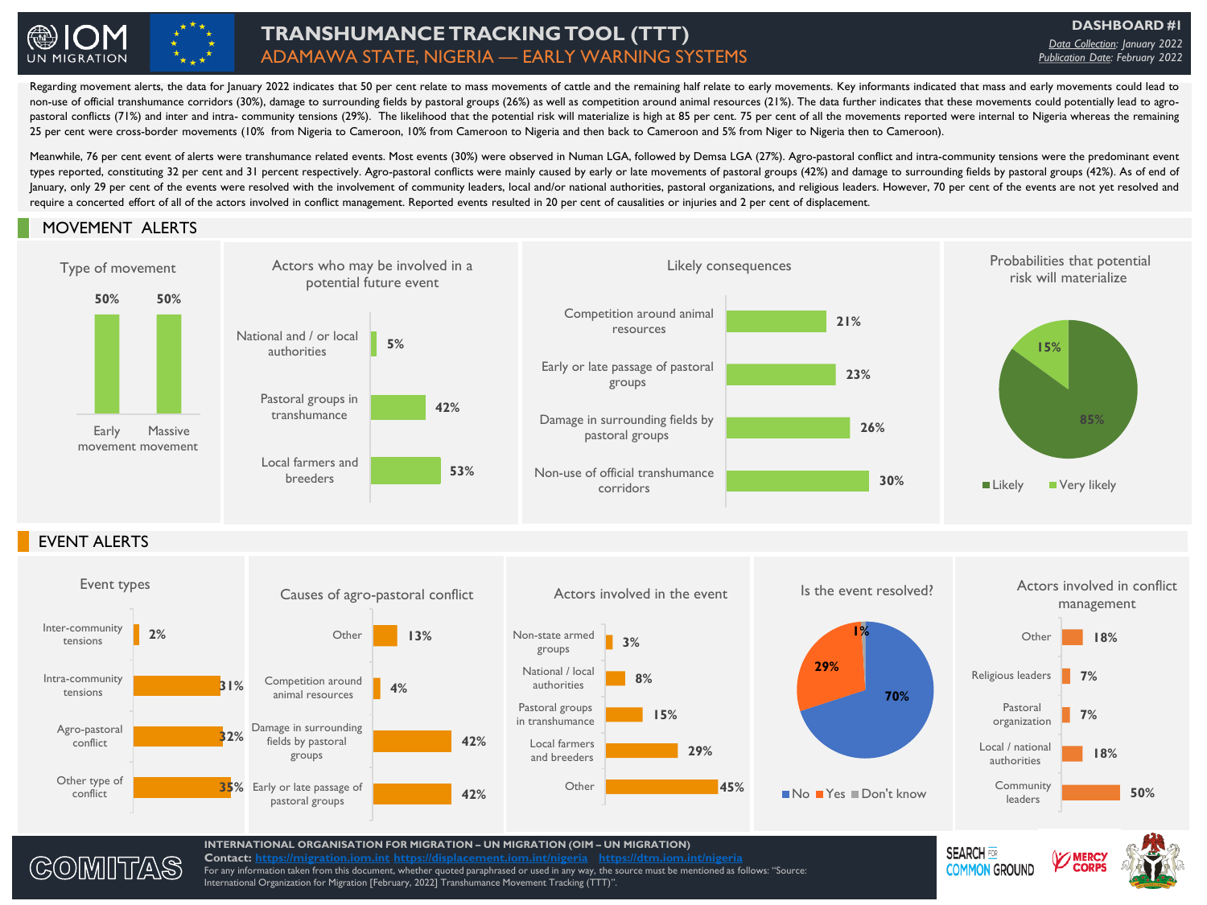# TRANSHUMANCE TRACKING TOOL (TTT)

## ADAMAWA STATE, NIGERIA — EARLY WARNING SYSTEMS

**DASHBOARD #1**

*Data Collection: January 2022*
*Publication Date: February 2022*

Regarding movement alerts, the data for January 2022 indicates that 50 per cent relate to mass movements of cattle and the remaining half relate to early movements. Key informants indicated that mass and early movements could lead to non-use of official transhumance corridors (30%), damage to surrounding fields by pastoral groups (26%) as well as competition around animal resources (21%). The data further indicates that these movements could potentially lead to agro-pastoral conflicts (71%) and inter and intra- community tensions (29%). The likelihood that the potential risk will materialize is high at 85 per cent. 75 per cent of all the movements reported were internal to Nigeria whereas the remaining 25 per cent were cross-border movements (10% from Nigeria to Cameroon, 10% from Cameroon to Nigeria and then back to Cameroon and 5% from Niger to Nigeria then to Cameroon).

Meanwhile, 76 per cent event of alerts were transhumance related events. Most events (30%) were observed in Numan LGA, followed by Demsa LGA (27%). Agro-pastoral conflict and intra-community tensions were the predominant event types reported, constituting 32 per cent and 31 percent respectively. Agro-pastoral conflicts were mainly caused by early or late movements of pastoral groups (42%) and damage to surrounding fields by pastoral groups (42%). As of end of January, only 29 per cent of the events were resolved with the involvement of community leaders, local and/or national authorities, pastoral organizations, and religious leaders. However, 70 per cent of the events are not yet resolved and require a concerted effort of all of the actors involved in conflict management. Reported events resulted in 20 per cent of causalities or injuries and 2 per cent of displacement.

## MOVEMENT ALERTS

### Type of movement

| Type | % |
|---|---|
| Early movement | 50% |
| Massive movement | 50% |

### Actors who may be involved in a potential future event

| Actor | % |
|---|---|
| National and / or local authorities | 5% |
| Pastoral groups in transhumance | 42% |
| Local farmers and breeders | 53% |

### Likely consequences

| Consequence | % |
|---|---|
| Competition around animal resources | 21% |
| Early or late passage of pastoral groups | 23% |
| Damage in surrounding fields by pastoral groups | 26% |
| Non-use of official transhumance corridors | 30% |

### Probabilities that potential risk will materialize

| Probability | % |
|---|---|
| Likely | 85% |
| Very likely | 15% |

## EVENT ALERTS

### Event types

| Event type | % |
|---|---|
| Inter-community tensions | 2% |
| Intra-community tensions | 31% |
| Agro-pastoral conflict | 32% |
| Other type of conflict | 35% |

### Causes of agro-pastoral conflict

| Cause | % |
|---|---|
| Other | 13% |
| Competition around animal resources | 4% |
| Damage in surrounding fields by pastoral groups | 42% |
| Early or late passage of pastoral groups | 42% |

### Actors involved in the event

| Actor | % |
|---|---|
| Non-state armed groups | 3% |
| National / local authorities | 8% |
| Pastoral groups in transhumance | 15% |
| Local farmers and breeders | 29% |
| Other | 45% |

### Is the event resolved?

| Response | % |
|---|---|
| No | 70% |
| Yes | 29% |
| Don't know | 1% |

### Actors involved in conflict management

| Actor | % |
|---|---|
| Other | 18% |
| Religious leaders | 7% |
| Pastoral organization | 7% |
| Local / national authorities | 18% |
| Community leaders | 50% |

COMITAS

**INTERNATIONAL ORGANISATION FOR MIGRATION – UN MIGRATION (OIM – UN MIGRATION)**
**Contact:** https://migration.iom.int https://displacement.iom.int/nigeria https://dtm.iom.int/nigeria
For any information taken from this document, whether quoted paraphrased or used in any way, the source must be mentioned as follows: "Source: International Organization for Migration [February, 2022] Transhumance Movement Tracking (TTT)".

SEARCH FOR COMMON GROUND — MERCY CORPS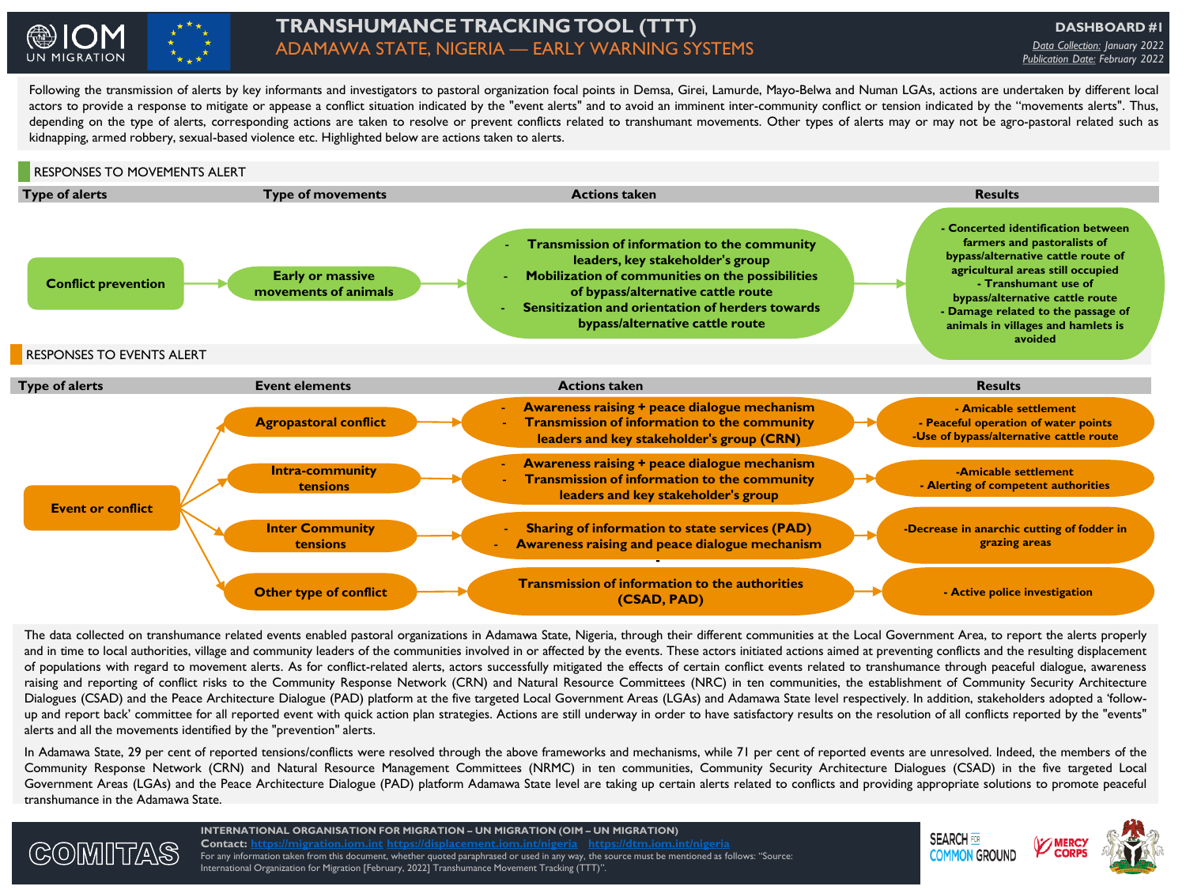# TRANSHUMANCE TRACKING TOOL (TTT)

## ADAMAWA STATE, NIGERIA — EARLY WARNING SYSTEMS

**DASHBOARD #1**

*Data Collection: January 2022*
*Publication Date: February 2022*

Following the transmission of alerts by key informants and investigators to pastoral organization focal points in Demsa, Girei, Lamurde, Mayo-Belwa and Numan LGAs, actions are undertaken by different local actors to provide a response to mitigate or appease a conflict situation indicated by the "event alerts" and to avoid an imminent inter-community conflict or tension indicated by the "movements alerts". Thus, depending on the type of alerts, corresponding actions are taken to resolve or prevent conflicts related to transhumant movements. Other types of alerts may or may not be agro-pastoral related such as kidnapping, armed robbery, sexual-based violence etc. Highlighted below are actions taken to alerts.

### RESPONSES TO MOVEMENTS ALERT

| Type of alerts | Type of movements | Actions taken | Results |
|---|---|---|---|
| Conflict prevention | Early or massive movements of animals | - Transmission of information to the community leaders, key stakeholder's group<br>- Mobilization of communities on the possibilities of bypass/alternative cattle route<br>- Sensitization and orientation of herders towards bypass/alternative cattle route | - Concerted identification between farmers and pastoralists of bypass/alternative cattle route of agricultural areas still occupied<br>- Transhumant use of bypass/alternative cattle route<br>- Damage related to the passage of animals in villages and hamlets is avoided |

### RESPONSES TO EVENTS ALERT

| Type of alerts | Event elements | Actions taken | Results |
|---|---|---|---|
| Event or conflict | Agropastoral conflict | - Awareness raising + peace dialogue mechanism<br>- Transmission of information to the community leaders and key stakeholder's group (CRN) | - Amicable settlement<br>- Peaceful operation of water points<br>-Use of bypass/alternative cattle route |
| | Intra-community tensions | - Awareness raising + peace dialogue mechanism<br>- Transmission of information to the community leaders and key stakeholder's group | -Amicable settlement<br>- Alerting of competent authorities |
| | Inter Community tensions | - Sharing of information to state services (PAD)<br>- Awareness raising and peace dialogue mechanism | -Decrease in anarchic cutting of fodder in grazing areas |
| | Other type of conflict | Transmission of information to the authorities (CSAD, PAD) | - Active police investigation |

The data collected on transhumance related events enabled pastoral organizations in Adamawa State, Nigeria, through their different communities at the Local Government Area, to report the alerts properly and in time to local authorities, village and community leaders of the communities involved in or affected by the events. These actors initiated actions aimed at preventing conflicts and the resulting displacement of populations with regard to movement alerts. As for conflict-related alerts, actors successfully mitigated the effects of certain conflict events related to transhumance through peaceful dialogue, awareness raising and reporting of conflict risks to the Community Response Network (CRN) and Natural Resource Committees (NRC) in ten communities, the establishment of Community Security Architecture Dialogues (CSAD) and the Peace Architecture Dialogue (PAD) platform at the five targeted Local Government Areas (LGAs) and Adamawa State level respectively. In addition, stakeholders adopted a 'follow-up and report back' committee for all reported event with quick action plan strategies. Actions are still underway in order to have satisfactory results on the resolution of all conflicts reported by the "events" alerts and all the movements identified by the "prevention" alerts.

In Adamawa State, 29 per cent of reported tensions/conflicts were resolved through the above frameworks and mechanisms, while 71 per cent of reported events are unresolved. Indeed, the members of the Community Response Network (CRN) and Natural Resource Management Committees (NRMC) in ten communities, Community Security Architecture Dialogues (CSAD) in the five targeted Local Government Areas (LGAs) and the Peace Architecture Dialogue (PAD) platform Adamawa State level are taking up certain alerts related to conflicts and providing appropriate solutions to promote peaceful transhumance in the Adamawa State.

**INTERNATIONAL ORGANISATION FOR MIGRATION – UN MIGRATION (OIM – UN MIGRATION)**
**Contact:** https://migration.iom.int https://displacement.iom.int/nigeria https://dtm.iom.int/nigeria
For any information taken from this document, whether quoted paraphrased or used in any way, the source must be mentioned as follows: "Source: International Organization for Migration [February, 2022] Transhumance Movement Tracking (TTT)".